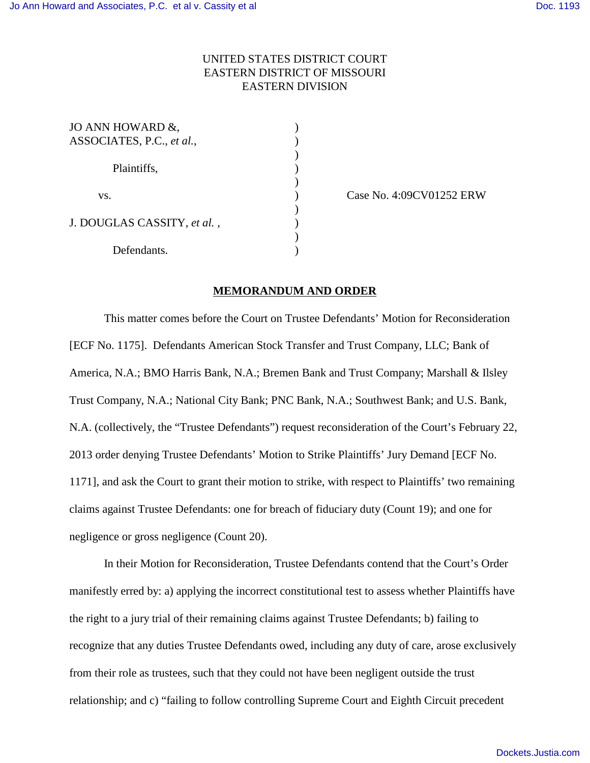UNITED STATES DISTRICT COURT
EASTERN DISTRICT OF MISSOURI
EASTERN DIVISION

| | | |
|---|---|---|
| JO ANN HOWARD &, ASSOCIATES, P.C., *et al.*, | ) | |
| Plaintiffs, | ) | |
| vs. | ) | Case No. 4:09CV01252 ERW |
| J. DOUGLAS CASSITY, *et al.* , | ) | |
| Defendants. | ) | |

## MEMORANDUM AND ORDER

This matter comes before the Court on Trustee Defendants' Motion for Reconsideration [ECF No. 1175]. Defendants American Stock Transfer and Trust Company, LLC; Bank of America, N.A.; BMO Harris Bank, N.A.; Bremen Bank and Trust Company; Marshall & Ilsley Trust Company, N.A.; National City Bank; PNC Bank, N.A.; Southwest Bank; and U.S. Bank, N.A. (collectively, the "Trustee Defendants") request reconsideration of the Court's February 22, 2013 order denying Trustee Defendants' Motion to Strike Plaintiffs' Jury Demand [ECF No. 1171], and ask the Court to grant their motion to strike, with respect to Plaintiffs' two remaining claims against Trustee Defendants: one for breach of fiduciary duty (Count 19); and one for negligence or gross negligence (Count 20).

In their Motion for Reconsideration, Trustee Defendants contend that the Court's Order manifestly erred by: a) applying the incorrect constitutional test to assess whether Plaintiffs have the right to a jury trial of their remaining claims against Trustee Defendants; b) failing to recognize that any duties Trustee Defendants owed, including any duty of care, arose exclusively from their role as trustees, such that they could not have been negligent outside the trust relationship; and c) "failing to follow controlling Supreme Court and Eighth Circuit precedent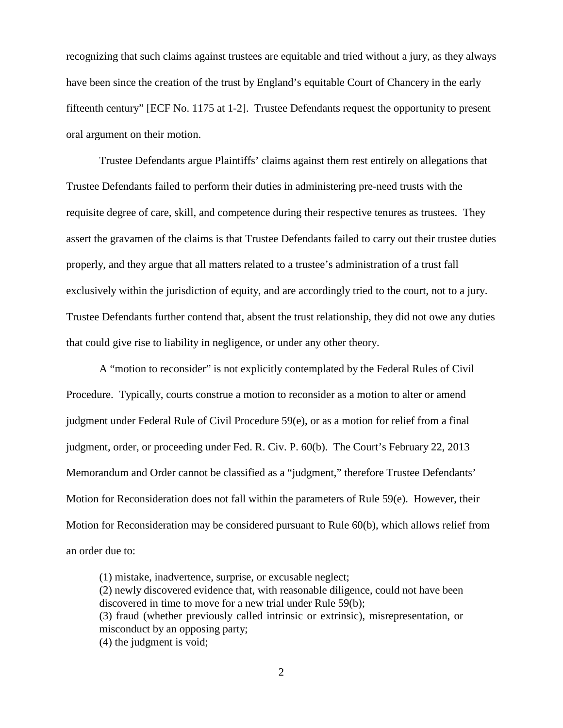recognizing that such claims against trustees are equitable and tried without a jury, as they always have been since the creation of the trust by England's equitable Court of Chancery in the early fifteenth century" [ECF No. 1175 at 1-2]. Trustee Defendants request the opportunity to present oral argument on their motion.

Trustee Defendants argue Plaintiffs' claims against them rest entirely on allegations that Trustee Defendants failed to perform their duties in administering pre-need trusts with the requisite degree of care, skill, and competence during their respective tenures as trustees. They assert the gravamen of the claims is that Trustee Defendants failed to carry out their trustee duties properly, and they argue that all matters related to a trustee's administration of a trust fall exclusively within the jurisdiction of equity, and are accordingly tried to the court, not to a jury. Trustee Defendants further contend that, absent the trust relationship, they did not owe any duties that could give rise to liability in negligence, or under any other theory.

A "motion to reconsider" is not explicitly contemplated by the Federal Rules of Civil Procedure. Typically, courts construe a motion to reconsider as a motion to alter or amend judgment under Federal Rule of Civil Procedure 59(e), or as a motion for relief from a final judgment, order, or proceeding under Fed. R. Civ. P. 60(b). The Court's February 22, 2013 Memorandum and Order cannot be classified as a "judgment," therefore Trustee Defendants' Motion for Reconsideration does not fall within the parameters of Rule 59(e). However, their Motion for Reconsideration may be considered pursuant to Rule 60(b), which allows relief from an order due to:

> (1) mistake, inadvertence, surprise, or excusable neglect;
> (2) newly discovered evidence that, with reasonable diligence, could not have been discovered in time to move for a new trial under Rule 59(b);
> (3) fraud (whether previously called intrinsic or extrinsic), misrepresentation, or misconduct by an opposing party;
> (4) the judgment is void;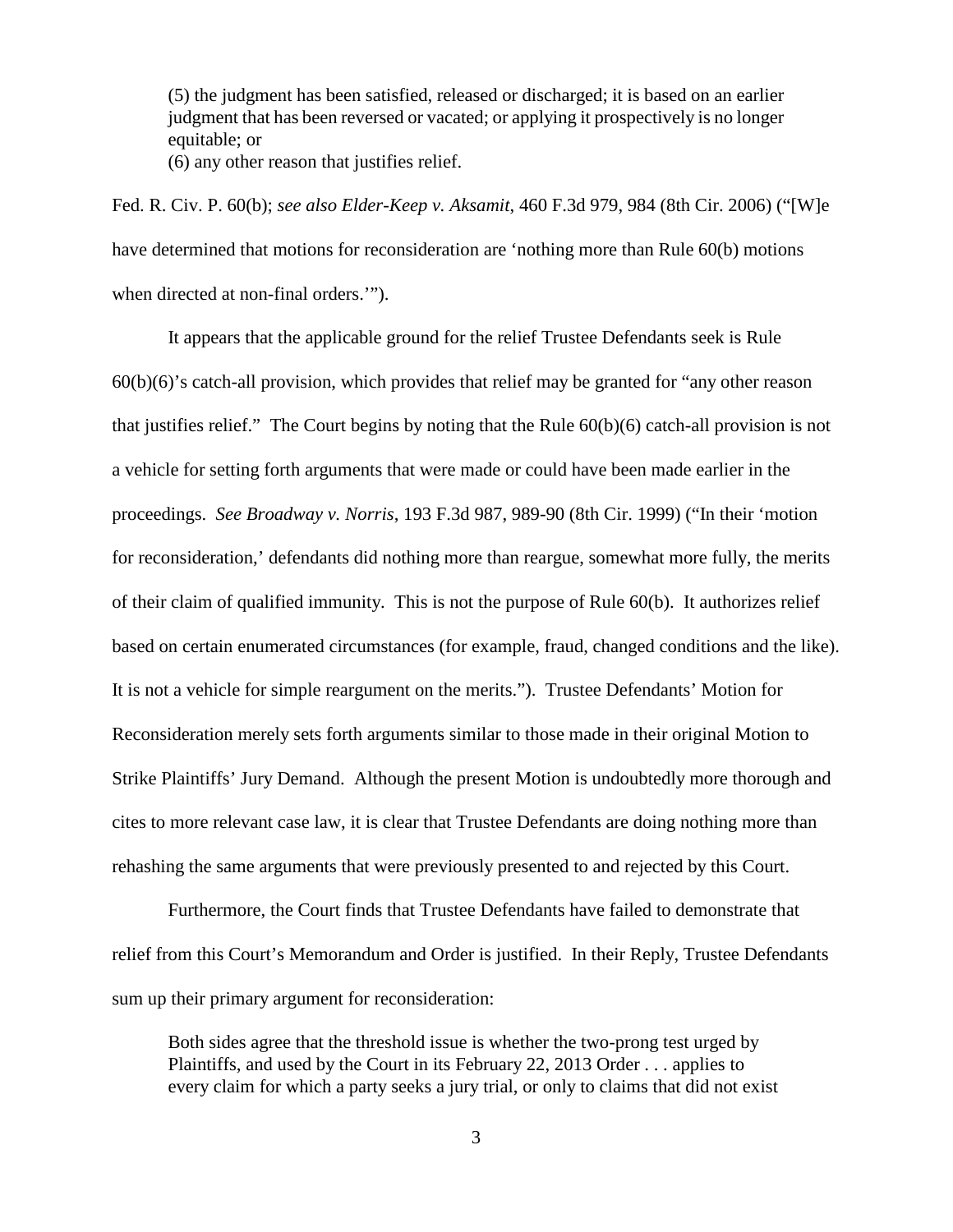> (5) the judgment has been satisfied, released or discharged; it is based on an earlier judgment that has been reversed or vacated; or applying it prospectively is no longer equitable; or
> (6) any other reason that justifies relief.

Fed. R. Civ. P. 60(b); *see also Elder-Keep v. Aksamit*, 460 F.3d 979, 984 (8th Cir. 2006) ("[W]e have determined that motions for reconsideration are 'nothing more than Rule 60(b) motions when directed at non-final orders.'").

It appears that the applicable ground for the relief Trustee Defendants seek is Rule 60(b)(6)'s catch-all provision, which provides that relief may be granted for "any other reason that justifies relief." The Court begins by noting that the Rule 60(b)(6) catch-all provision is not a vehicle for setting forth arguments that were made or could have been made earlier in the proceedings. *See Broadway v. Norris*, 193 F.3d 987, 989-90 (8th Cir. 1999) ("In their 'motion for reconsideration,' defendants did nothing more than reargue, somewhat more fully, the merits of their claim of qualified immunity. This is not the purpose of Rule 60(b). It authorizes relief based on certain enumerated circumstances (for example, fraud, changed conditions and the like). It is not a vehicle for simple reargument on the merits."). Trustee Defendants' Motion for Reconsideration merely sets forth arguments similar to those made in their original Motion to Strike Plaintiffs' Jury Demand. Although the present Motion is undoubtedly more thorough and cites to more relevant case law, it is clear that Trustee Defendants are doing nothing more than rehashing the same arguments that were previously presented to and rejected by this Court.

Furthermore, the Court finds that Trustee Defendants have failed to demonstrate that relief from this Court's Memorandum and Order is justified. In their Reply, Trustee Defendants sum up their primary argument for reconsideration:

> Both sides agree that the threshold issue is whether the two-prong test urged by Plaintiffs, and used by the Court in its February 22, 2013 Order . . . applies to every claim for which a party seeks a jury trial, or only to claims that did not exist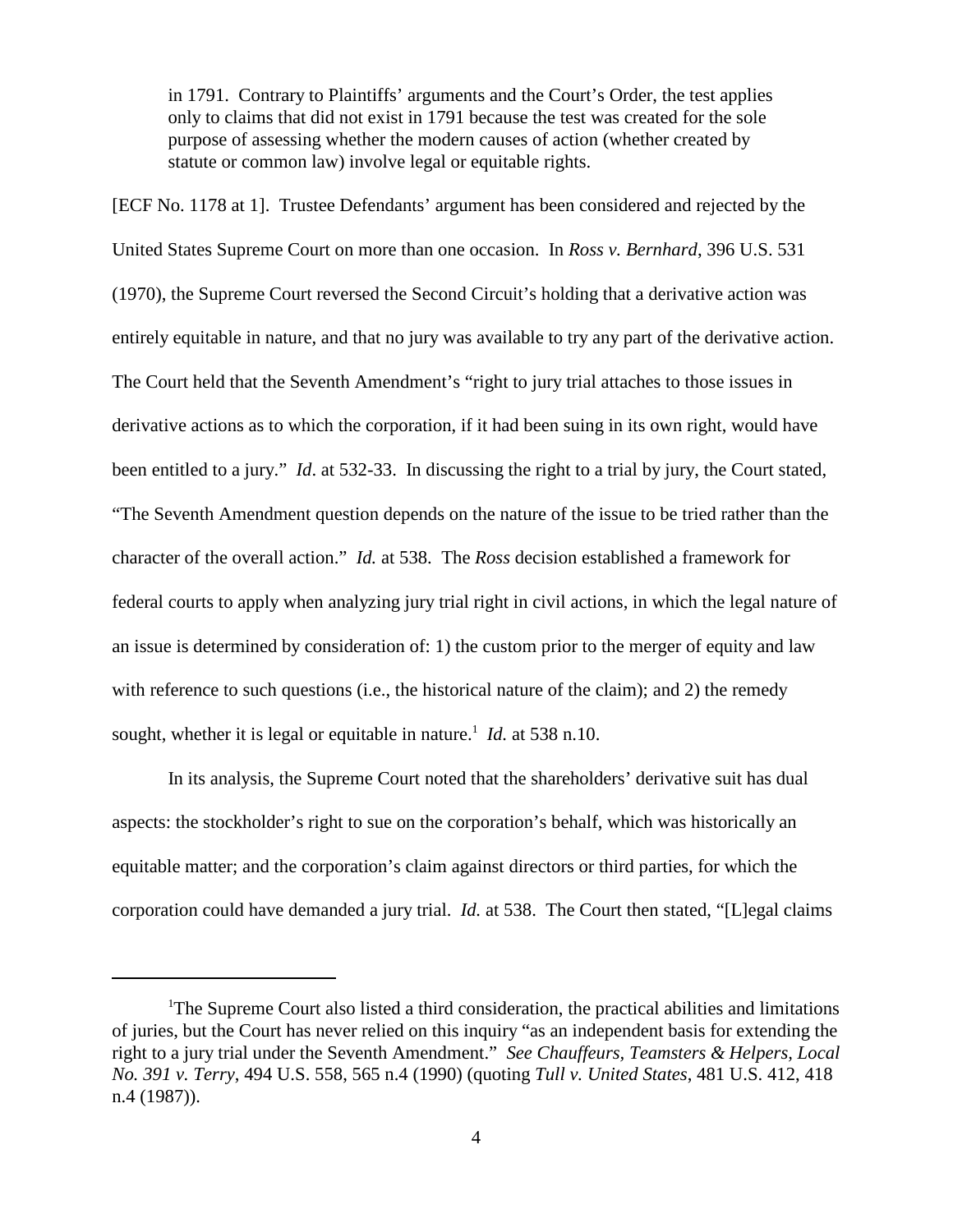> in 1791. Contrary to Plaintiffs' arguments and the Court's Order, the test applies only to claims that did not exist in 1791 because the test was created for the sole purpose of assessing whether the modern causes of action (whether created by statute or common law) involve legal or equitable rights.

[ECF No. 1178 at 1]. Trustee Defendants' argument has been considered and rejected by the United States Supreme Court on more than one occasion. In *Ross v. Bernhard*, 396 U.S. 531 (1970), the Supreme Court reversed the Second Circuit's holding that a derivative action was entirely equitable in nature, and that no jury was available to try any part of the derivative action. The Court held that the Seventh Amendment's "right to jury trial attaches to those issues in derivative actions as to which the corporation, if it had been suing in its own right, would have been entitled to a jury." *Id*. at 532-33. In discussing the right to a trial by jury, the Court stated, "The Seventh Amendment question depends on the nature of the issue to be tried rather than the character of the overall action." *Id.* at 538. The *Ross* decision established a framework for federal courts to apply when analyzing jury trial right in civil actions, in which the legal nature of an issue is determined by consideration of: 1) the custom prior to the merger of equity and law with reference to such questions (i.e., the historical nature of the claim); and 2) the remedy sought, whether it is legal or equitable in nature.[1] *Id.* at 538 n.10.

In its analysis, the Supreme Court noted that the shareholders' derivative suit has dual aspects: the stockholder's right to sue on the corporation's behalf, which was historically an equitable matter; and the corporation's claim against directors or third parties, for which the corporation could have demanded a jury trial. *Id.* at 538. The Court then stated, "[L]egal claims

---

[1] The Supreme Court also listed a third consideration, the practical abilities and limitations of juries, but the Court has never relied on this inquiry "as an independent basis for extending the right to a jury trial under the Seventh Amendment." *See Chauffeurs, Teamsters & Helpers, Local No. 391 v. Terry*, 494 U.S. 558, 565 n.4 (1990) (quoting *Tull v. United States*, 481 U.S. 412, 418 n.4 (1987)).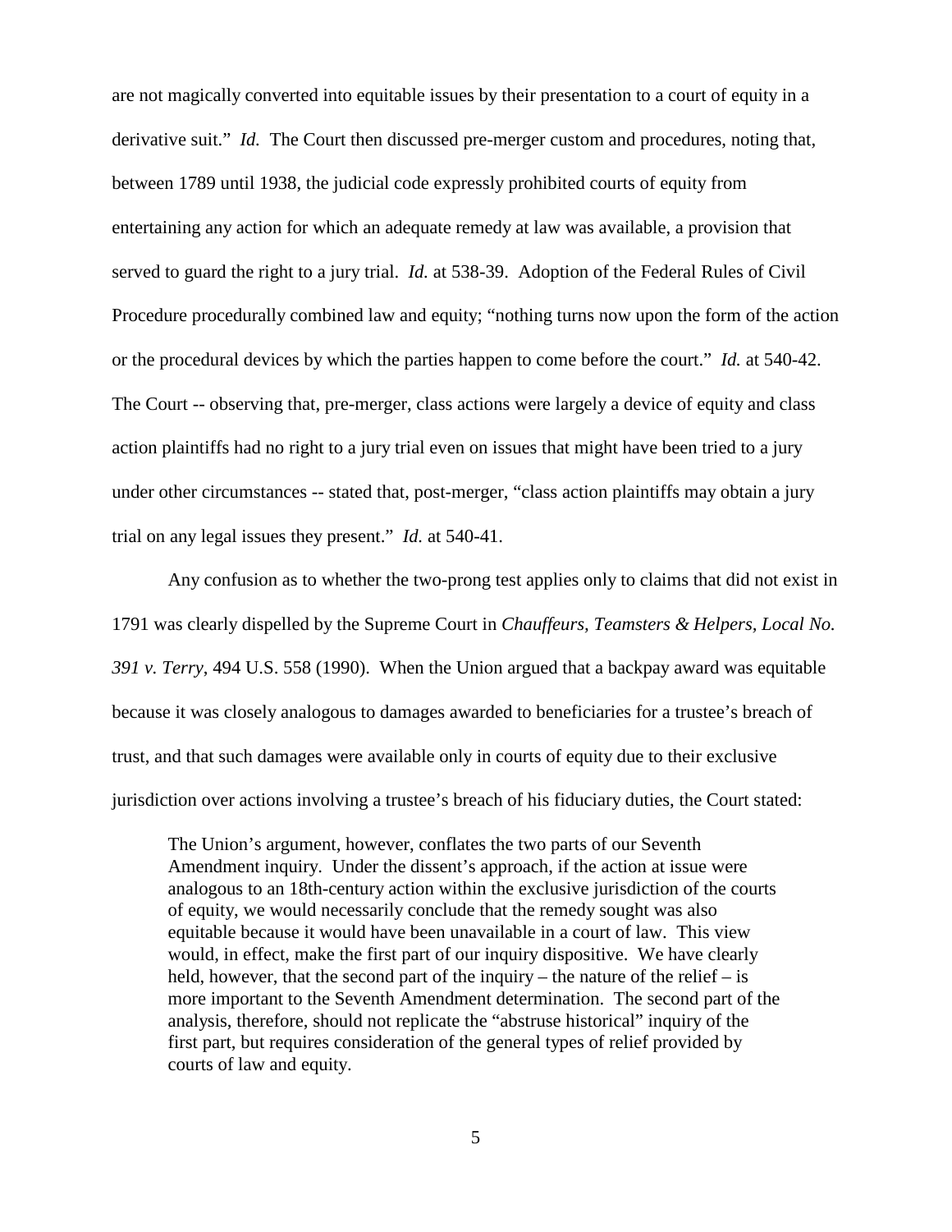are not magically converted into equitable issues by their presentation to a court of equity in a derivative suit." *Id.* The Court then discussed pre-merger custom and procedures, noting that, between 1789 until 1938, the judicial code expressly prohibited courts of equity from entertaining any action for which an adequate remedy at law was available, a provision that served to guard the right to a jury trial. *Id.* at 538-39. Adoption of the Federal Rules of Civil Procedure procedurally combined law and equity; "nothing turns now upon the form of the action or the procedural devices by which the parties happen to come before the court." *Id.* at 540-42. The Court -- observing that, pre-merger, class actions were largely a device of equity and class action plaintiffs had no right to a jury trial even on issues that might have been tried to a jury under other circumstances -- stated that, post-merger, "class action plaintiffs may obtain a jury trial on any legal issues they present." *Id.* at 540-41.

Any confusion as to whether the two-prong test applies only to claims that did not exist in 1791 was clearly dispelled by the Supreme Court in *Chauffeurs, Teamsters & Helpers, Local No. 391 v. Terry*, 494 U.S. 558 (1990). When the Union argued that a backpay award was equitable because it was closely analogous to damages awarded to beneficiaries for a trustee's breach of trust, and that such damages were available only in courts of equity due to their exclusive jurisdiction over actions involving a trustee's breach of his fiduciary duties, the Court stated:

> The Union's argument, however, conflates the two parts of our Seventh Amendment inquiry. Under the dissent's approach, if the action at issue were analogous to an 18th-century action within the exclusive jurisdiction of the courts of equity, we would necessarily conclude that the remedy sought was also equitable because it would have been unavailable in a court of law. This view would, in effect, make the first part of our inquiry dispositive. We have clearly held, however, that the second part of the inquiry – the nature of the relief – is more important to the Seventh Amendment determination. The second part of the analysis, therefore, should not replicate the "abstruse historical" inquiry of the first part, but requires consideration of the general types of relief provided by courts of law and equity.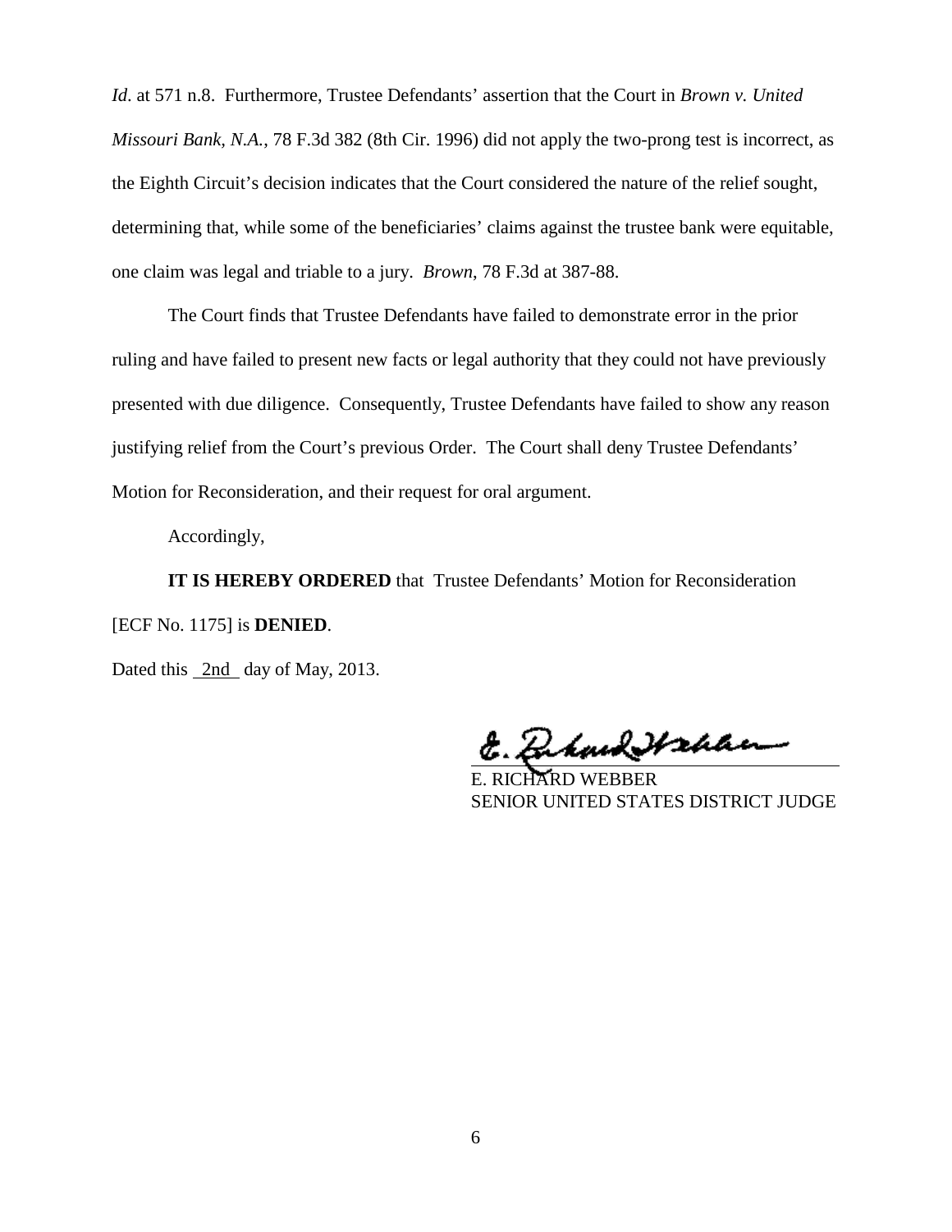*Id.* at 571 n.8. Furthermore, Trustee Defendants' assertion that the Court in *Brown v. United Missouri Bank, N.A.*, 78 F.3d 382 (8th Cir. 1996) did not apply the two-prong test is incorrect, as the Eighth Circuit's decision indicates that the Court considered the nature of the relief sought, determining that, while some of the beneficiaries' claims against the trustee bank were equitable, one claim was legal and triable to a jury. *Brown*, 78 F.3d at 387-88.

The Court finds that Trustee Defendants have failed to demonstrate error in the prior ruling and have failed to present new facts or legal authority that they could not have previously presented with due diligence. Consequently, Trustee Defendants have failed to show any reason justifying relief from the Court's previous Order. The Court shall deny Trustee Defendants' Motion for Reconsideration, and their request for oral argument.

Accordingly,

**IT IS HEREBY ORDERED** that Trustee Defendants' Motion for Reconsideration [ECF No. 1175] is **DENIED**.

Dated this 2nd day of May, 2013.

E. RICHARD WEBBER
SENIOR UNITED STATES DISTRICT JUDGE